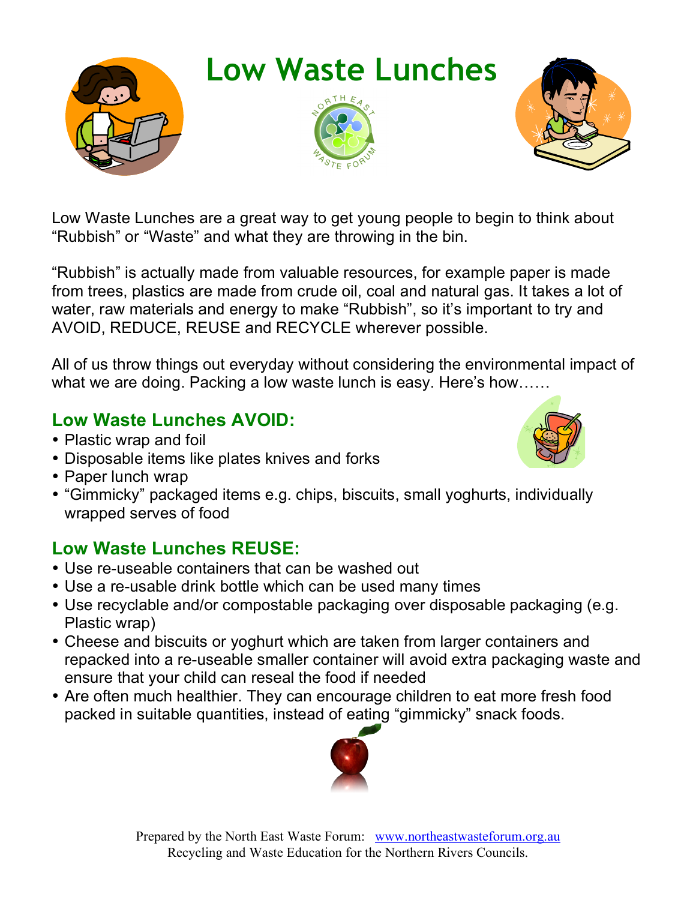# Low Waste Lunches

Low Waste Lunches are a great way to get young people to begin to think about “Rubbish” or “Waste” and what they are throwing in the bin.

“Rubbish” is actually made from valuable resources, for example paper is made from trees, plastics are made from crude oil, coal and natural gas. It takes a lot of water, raw materials and energy to make “Rubbish”, so it’s important to try and AVOID, REDUCE, REUSE and RECYCLE wherever possible.

All of us throw things out everyday without considering the environmental impact of what we are doing. Packing a low waste lunch is easy. Here’s how……

## Low Waste Lunches AVOID:

- Plastic wrap and foil
- Disposable items like plates knives and forks
- Paper lunch wrap
- “Gimmicky” packaged items e.g. chips, biscuits, small yoghurts, individually wrapped serves of food

## Low Waste Lunches REUSE:

- Use re-useable containers that can be washed out
- Use a re-usable drink bottle which can be used many times
- Use recyclable and/or compostable packaging over disposable packaging (e.g. Plastic wrap)
- Cheese and biscuits or yoghurt which are taken from larger containers and repacked into a re-useable smaller container will avoid extra packaging waste and ensure that your child can reseal the food if needed
- Are often much healthier. They can encourage children to eat more fresh food packed in suitable quantities, instead of eating “gimmicky” snack foods.

Prepared by the North East Waste Forum: www.northeastwasteforum.org.au
Recycling and Waste Education for the Northern Rivers Councils.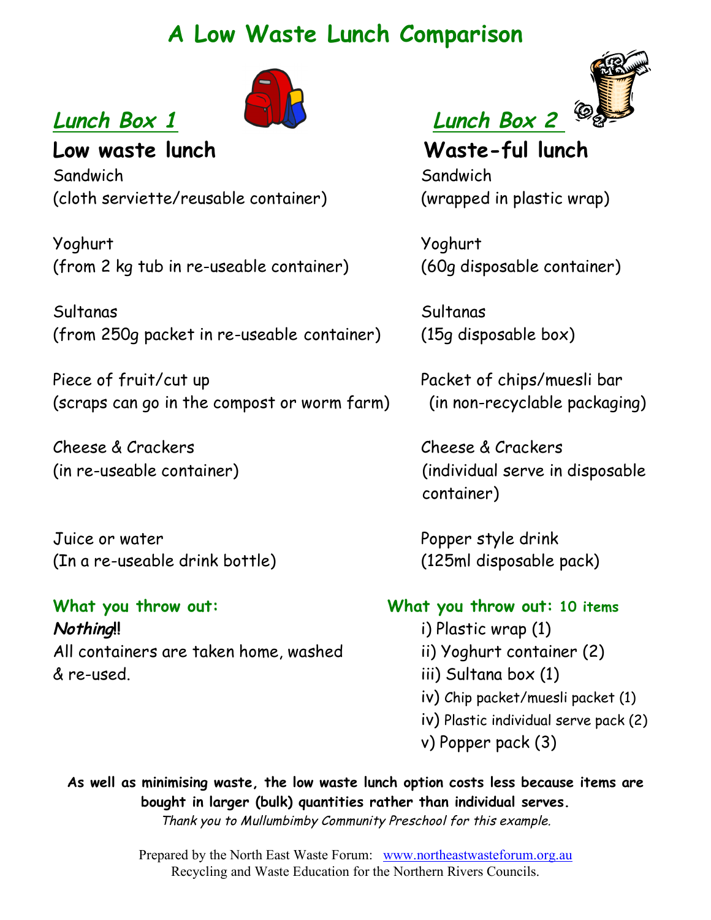# A Low Waste Lunch Comparison

## *Lunch Box 1*

### Low waste lunch

Sandwich
(cloth serviette/reusable container)

Yoghurt
(from 2 kg tub in re-useable container)

Sultanas
(from 250g packet in re-useable container)

Piece of fruit/cut up
(scraps can go in the compost or worm farm)

Cheese & Crackers
(in re-useable container)

Juice or water
(In a re-useable drink bottle)

**What you throw out:**

***Nothing*!!**
All containers are taken home, washed & re-used.

## *Lunch Box 2*

### Waste-ful lunch

Sandwich
(wrapped in plastic wrap)

Yoghurt
(60g disposable container)

Sultanas
(15g disposable box)

Packet of chips/muesli bar
(in non-recyclable packaging)

Cheese & Crackers
(individual serve in disposable container)

Popper style drink
(125ml disposable pack)

**What you throw out: 10 items**

i) Plastic wrap (1)
ii) Yoghurt container (2)
iii) Sultana box (1)
iv) Chip packet/muesli packet (1)
iv) Plastic individual serve pack (2)
v) Popper pack (3)

**As well as minimising waste, the low waste lunch option costs less because items are bought in larger (bulk) quantities rather than individual serves.**

*Thank you to Mullumbimby Community Preschool for this example.*

Prepared by the North East Waste Forum: www.northeastwasteforum.org.au
Recycling and Waste Education for the Northern Rivers Councils.